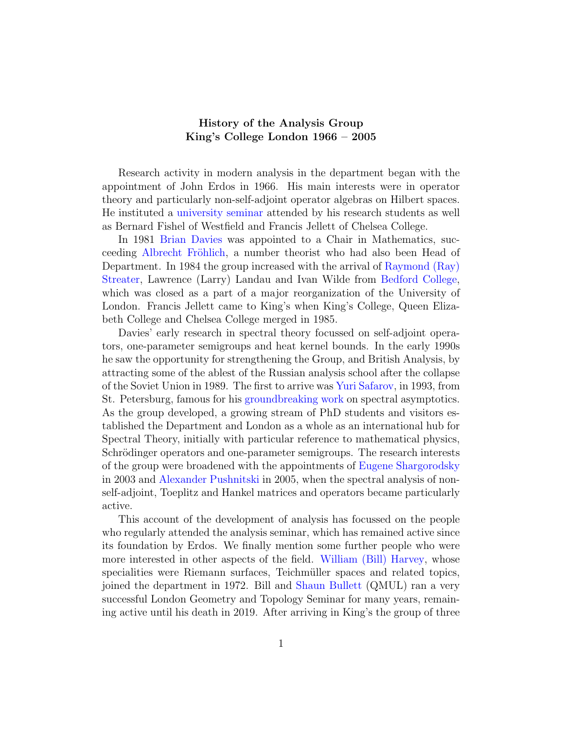# History of the Analysis Group
## King's College London 1966 – 2005

Research activity in modern analysis in the department began with the appointment of John Erdos in 1966. His main interests were in operator theory and particularly non-self-adjoint operator algebras on Hilbert spaces. He instituted a university seminar attended by his research students as well as Bernard Fishel of Westfield and Francis Jellett of Chelsea College.

In 1981 Brian Davies was appointed to a Chair in Mathematics, succeeding Albrecht Fröhlich, a number theorist who had also been Head of Department. In 1984 the group increased with the arrival of Raymond (Ray) Streater, Lawrence (Larry) Landau and Ivan Wilde from Bedford College, which was closed as a part of a major reorganization of the University of London. Francis Jellett came to King's when King's College, Queen Elizabeth College and Chelsea College merged in 1985.

Davies' early research in spectral theory focussed on self-adjoint operators, one-parameter semigroups and heat kernel bounds. In the early 1990s he saw the opportunity for strengthening the Group, and British Analysis, by attracting some of the ablest of the Russian analysis school after the collapse of the Soviet Union in 1989. The first to arrive was Yuri Safarov, in 1993, from St. Petersburg, famous for his groundbreaking work on spectral asymptotics. As the group developed, a growing stream of PhD students and visitors established the Department and London as a whole as an international hub for Spectral Theory, initially with particular reference to mathematical physics, Schrödinger operators and one-parameter semigroups. The research interests of the group were broadened with the appointments of Eugene Shargorodsky in 2003 and Alexander Pushnitski in 2005, when the spectral analysis of non-self-adjoint, Toeplitz and Hankel matrices and operators became particularly active.

This account of the development of analysis has focussed on the people who regularly attended the analysis seminar, which has remained active since its foundation by Erdos. We finally mention some further people who were more interested in other aspects of the field. William (Bill) Harvey, whose specialities were Riemann surfaces, Teichmüller spaces and related topics, joined the department in 1972. Bill and Shaun Bullett (QMUL) ran a very successful London Geometry and Topology Seminar for many years, remaining active until his death in 2019. After arriving in King's the group of three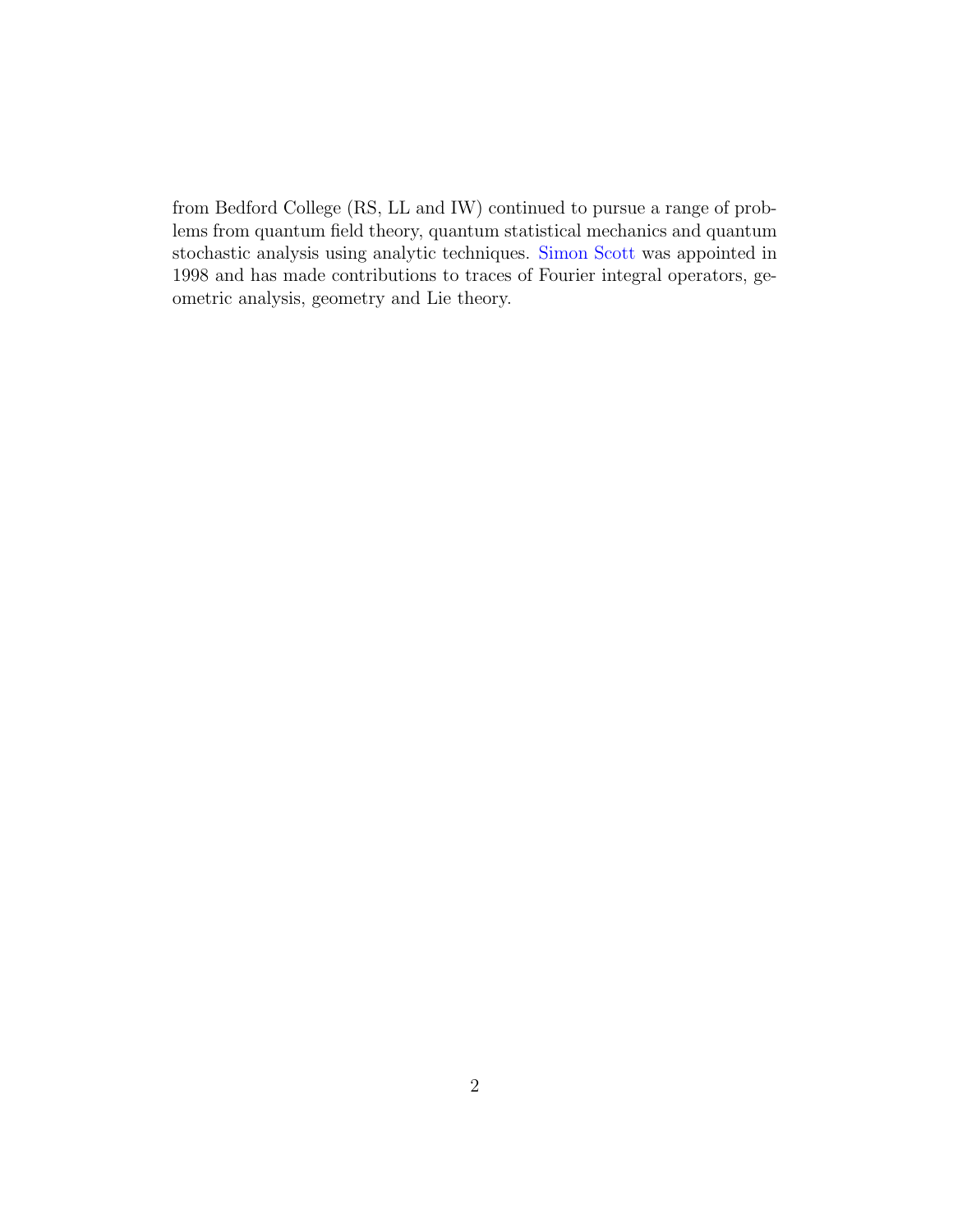from Bedford College (RS, LL and IW) continued to pursue a range of problems from quantum field theory, quantum statistical mechanics and quantum stochastic analysis using analytic techniques. Simon Scott was appointed in 1998 and has made contributions to traces of Fourier integral operators, geometric analysis, geometry and Lie theory.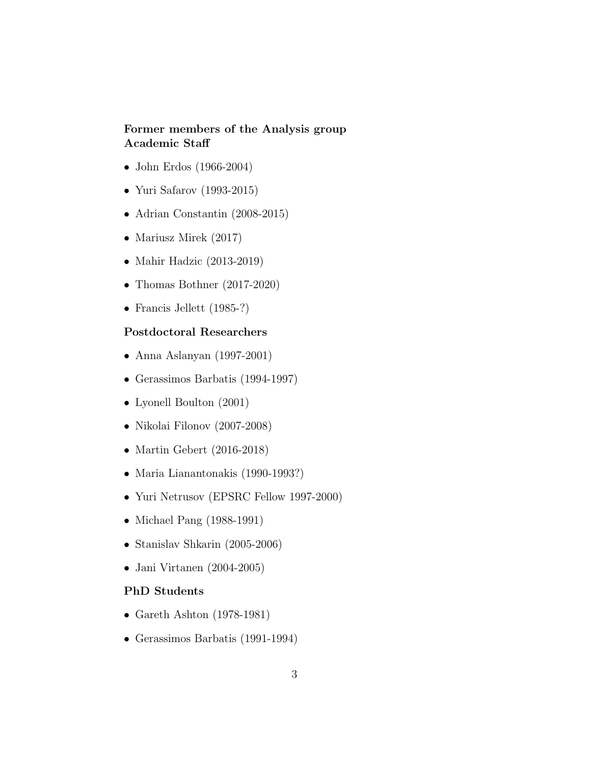**Former members of the Analysis group**
**Academic Staff**

- John Erdos (1966-2004)
- Yuri Safarov (1993-2015)
- Adrian Constantin (2008-2015)
- Mariusz Mirek (2017)
- Mahir Hadzic (2013-2019)
- Thomas Bothner (2017-2020)
- Francis Jellett (1985-?)

### Postdoctoral Researchers

- Anna Aslanyan (1997-2001)
- Gerassimos Barbatis (1994-1997)
- Lyonell Boulton (2001)
- Nikolai Filonov (2007-2008)
- Martin Gebert (2016-2018)
- Maria Lianantonakis (1990-1993?)
- Yuri Netrusov (EPSRC Fellow 1997-2000)
- Michael Pang (1988-1991)
- Stanislav Shkarin (2005-2006)
- Jani Virtanen (2004-2005)

### PhD Students

- Gareth Ashton (1978-1981)
- Gerassimos Barbatis (1991-1994)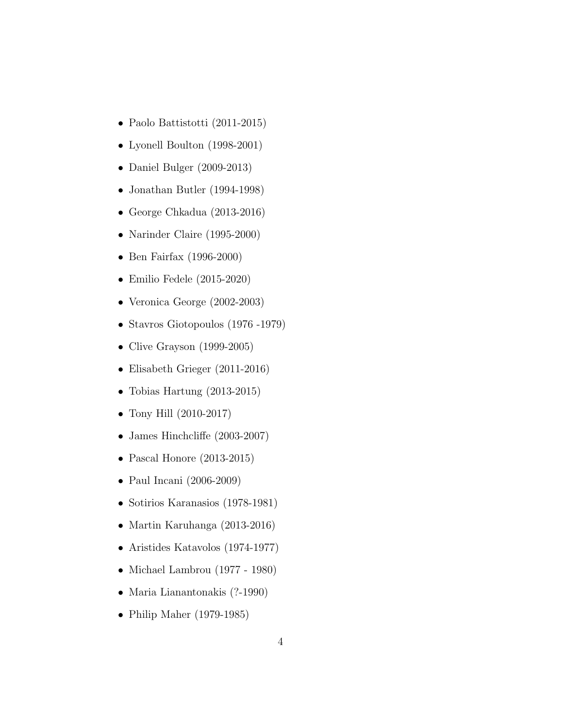- Paolo Battistotti (2011-2015)
- Lyonell Boulton (1998-2001)
- Daniel Bulger (2009-2013)
- Jonathan Butler (1994-1998)
- George Chkadua (2013-2016)
- Narinder Claire (1995-2000)
- Ben Fairfax (1996-2000)
- Emilio Fedele (2015-2020)
- Veronica George (2002-2003)
- Stavros Giotopoulos (1976 -1979)
- Clive Grayson (1999-2005)
- Elisabeth Grieger (2011-2016)
- Tobias Hartung (2013-2015)
- Tony Hill (2010-2017)
- James Hinchcliffe (2003-2007)
- Pascal Honore (2013-2015)
- Paul Incani (2006-2009)
- Sotirios Karanasios (1978-1981)
- Martin Karuhanga (2013-2016)
- Aristides Katavolos (1974-1977)
- Michael Lambrou (1977 - 1980)
- Maria Lianantonakis (?-1990)
- Philip Maher (1979-1985)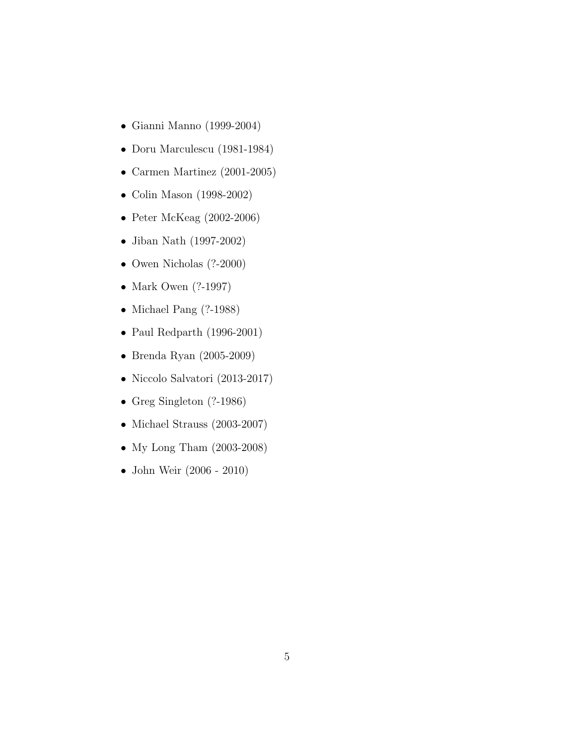- Gianni Manno (1999-2004)
- Doru Marculescu (1981-1984)
- Carmen Martinez (2001-2005)
- Colin Mason (1998-2002)
- Peter McKeag (2002-2006)
- Jiban Nath (1997-2002)
- Owen Nicholas (?-2000)
- Mark Owen (?-1997)
- Michael Pang (?-1988)
- Paul Redparth (1996-2001)
- Brenda Ryan (2005-2009)
- Niccolo Salvatori (2013-2017)
- Greg Singleton (?-1986)
- Michael Strauss (2003-2007)
- My Long Tham (2003-2008)
- John Weir (2006 - 2010)